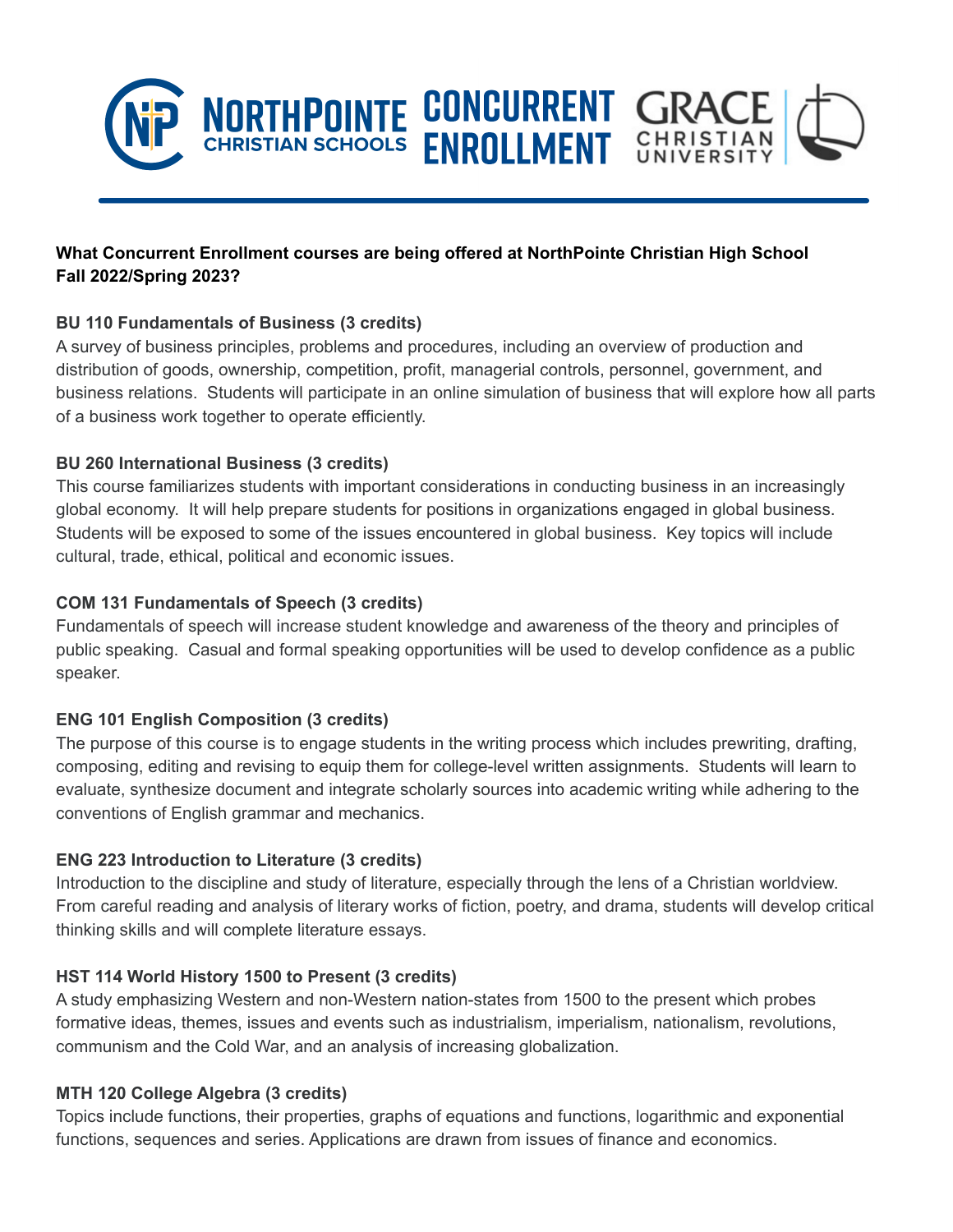# NorthPointe Christian Schools Concurrent Enrollment Grace Christian University

**What Concurrent Enrollment courses are being offered at NorthPointe Christian High School Fall 2022/Spring 2023?**

**BU 110 Fundamentals of Business (3 credits)**
A survey of business principles, problems and procedures, including an overview of production and distribution of goods, ownership, competition, profit, managerial controls, personnel, government, and business relations. Students will participate in an online simulation of business that will explore how all parts of a business work together to operate efficiently.

**BU 260 International Business (3 credits)**
This course familiarizes students with important considerations in conducting business in an increasingly global economy. It will help prepare students for positions in organizations engaged in global business. Students will be exposed to some of the issues encountered in global business. Key topics will include cultural, trade, ethical, political and economic issues.

**COM 131 Fundamentals of Speech (3 credits)**
Fundamentals of speech will increase student knowledge and awareness of the theory and principles of public speaking. Casual and formal speaking opportunities will be used to develop confidence as a public speaker.

**ENG 101 English Composition (3 credits)**
The purpose of this course is to engage students in the writing process which includes prewriting, drafting, composing, editing and revising to equip them for college-level written assignments. Students will learn to evaluate, synthesize document and integrate scholarly sources into academic writing while adhering to the conventions of English grammar and mechanics.

**ENG 223 Introduction to Literature (3 credits)**
Introduction to the discipline and study of literature, especially through the lens of a Christian worldview. From careful reading and analysis of literary works of fiction, poetry, and drama, students will develop critical thinking skills and will complete literature essays.

**HST 114 World History 1500 to Present (3 credits)**
A study emphasizing Western and non-Western nation-states from 1500 to the present which probes formative ideas, themes, issues and events such as industrialism, imperialism, nationalism, revolutions, communism and the Cold War, and an analysis of increasing globalization.

**MTH 120 College Algebra (3 credits)**
Topics include functions, their properties, graphs of equations and functions, logarithmic and exponential functions, sequences and series. Applications are drawn from issues of finance and economics.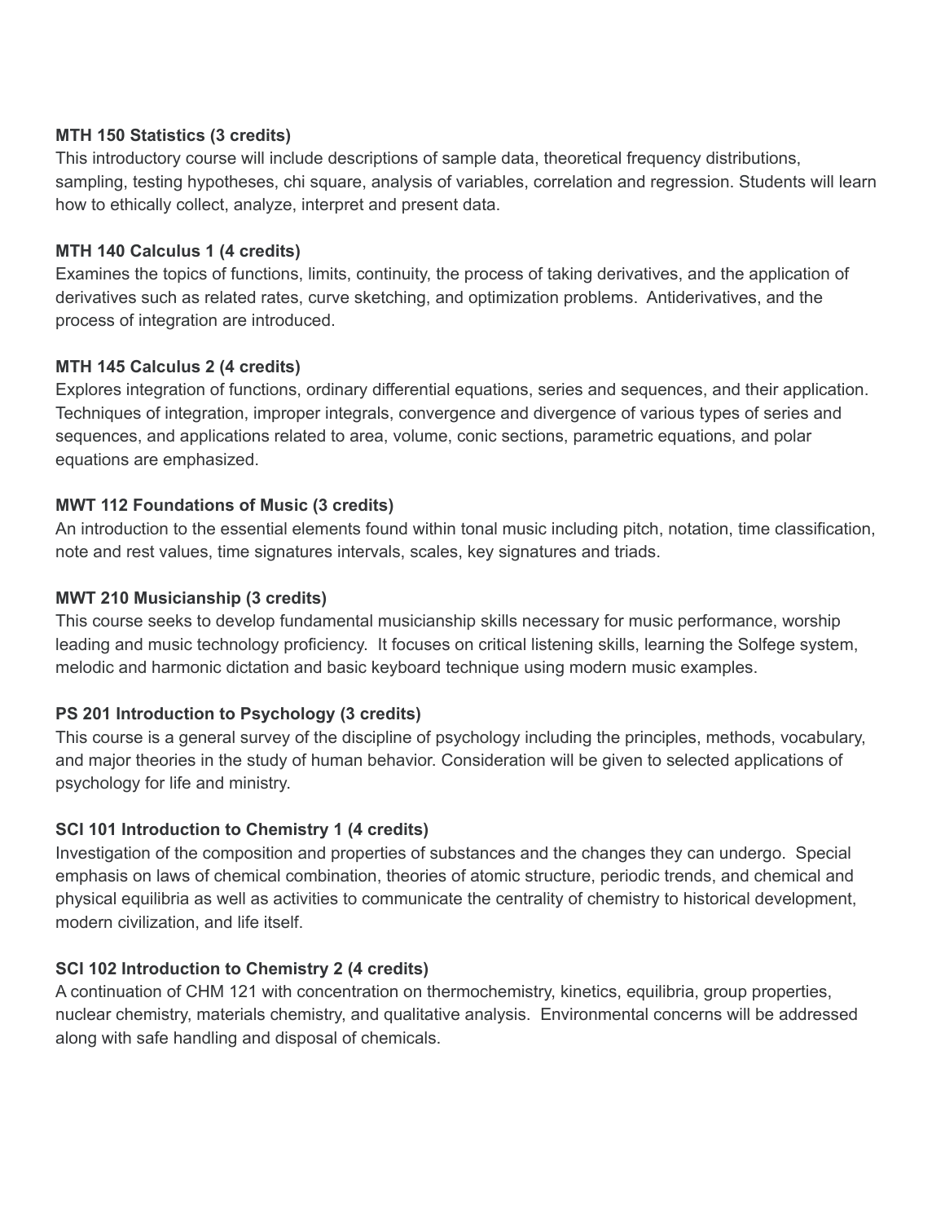**MTH 150 Statistics (3 credits)**
This introductory course will include descriptions of sample data, theoretical frequency distributions, sampling, testing hypotheses, chi square, analysis of variables, correlation and regression. Students will learn how to ethically collect, analyze, interpret and present data.

**MTH 140 Calculus 1 (4 credits)**
Examines the topics of functions, limits, continuity, the process of taking derivatives, and the application of derivatives such as related rates, curve sketching, and optimization problems. Antiderivatives, and the process of integration are introduced.

**MTH 145 Calculus 2 (4 credits)**
Explores integration of functions, ordinary differential equations, series and sequences, and their application. Techniques of integration, improper integrals, convergence and divergence of various types of series and sequences, and applications related to area, volume, conic sections, parametric equations, and polar equations are emphasized.

**MWT 112 Foundations of Music (3 credits)**
An introduction to the essential elements found within tonal music including pitch, notation, time classification, note and rest values, time signatures intervals, scales, key signatures and triads.

**MWT 210 Musicianship (3 credits)**
This course seeks to develop fundamental musicianship skills necessary for music performance, worship leading and music technology proficiency. It focuses on critical listening skills, learning the Solfege system, melodic and harmonic dictation and basic keyboard technique using modern music examples.

**PS 201 Introduction to Psychology (3 credits)**
This course is a general survey of the discipline of psychology including the principles, methods, vocabulary, and major theories in the study of human behavior. Consideration will be given to selected applications of psychology for life and ministry.

**SCI 101 Introduction to Chemistry 1 (4 credits)**
Investigation of the composition and properties of substances and the changes they can undergo. Special emphasis on laws of chemical combination, theories of atomic structure, periodic trends, and chemical and physical equilibria as well as activities to communicate the centrality of chemistry to historical development, modern civilization, and life itself.

**SCI 102 Introduction to Chemistry 2 (4 credits)**
A continuation of CHM 121 with concentration on thermochemistry, kinetics, equilibria, group properties, nuclear chemistry, materials chemistry, and qualitative analysis. Environmental concerns will be addressed along with safe handling and disposal of chemicals.